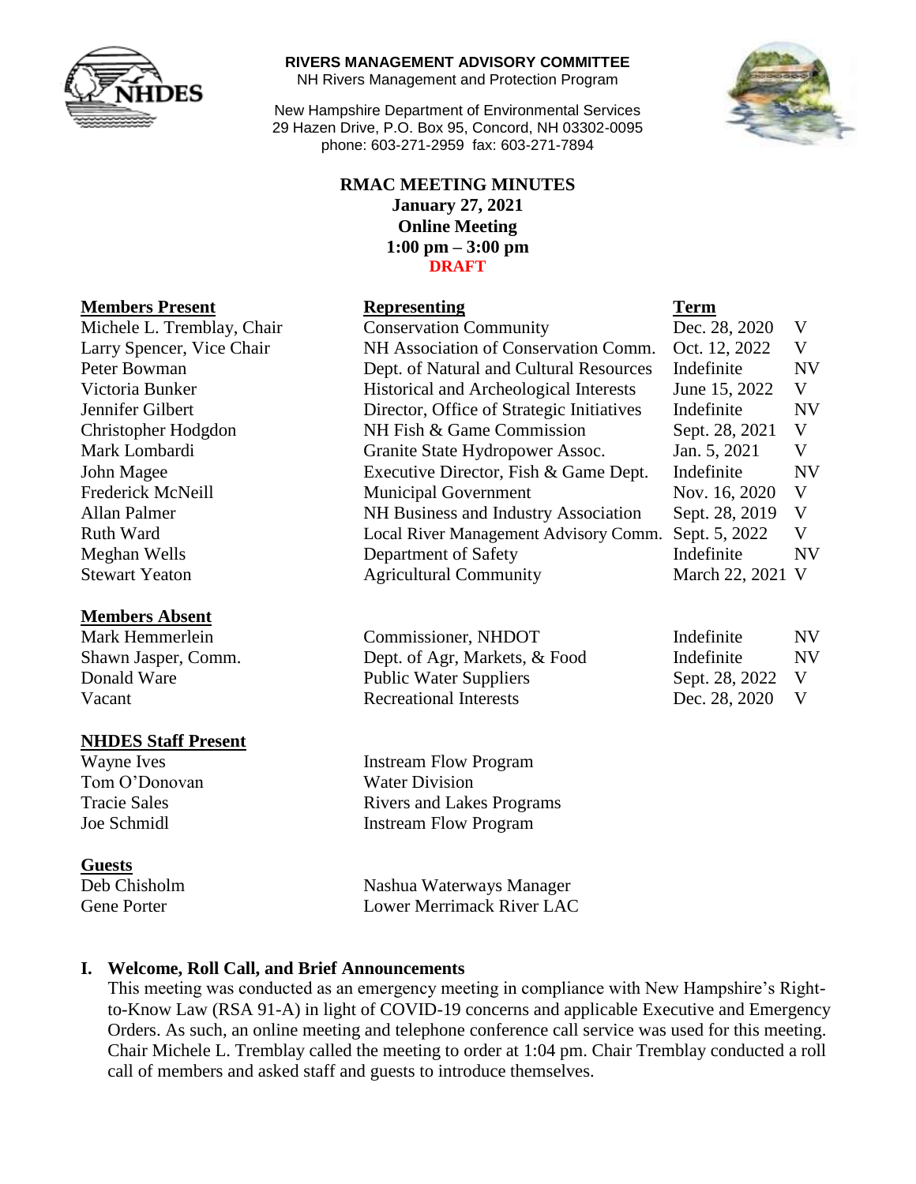**RIVERS MANAGEMENT ADVISORY COMMITTEE**
NH Rivers Management and Protection Program

New Hampshire Department of Environmental Services
29 Hazen Drive, P.O. Box 95, Concord, NH 03302-0095
phone: 603-271-2959 fax: 603-271-7894

**RMAC MEETING MINUTES**
**January 27, 2021**
**Online Meeting**
**1:00 pm – 3:00 pm**
**DRAFT**

| **Members Present** | **Representing** | **Term** | |
|---|---|---|---|
| Michele L. Tremblay, Chair | Conservation Community | Dec. 28, 2020 | V |
| Larry Spencer, Vice Chair | NH Association of Conservation Comm. | Oct. 12, 2022 | V |
| Peter Bowman | Dept. of Natural and Cultural Resources | Indefinite | NV |
| Victoria Bunker | Historical and Archeological Interests | June 15, 2022 | V |
| Jennifer Gilbert | Director, Office of Strategic Initiatives | Indefinite | NV |
| Christopher Hodgdon | NH Fish & Game Commission | Sept. 28, 2021 | V |
| Mark Lombardi | Granite State Hydropower Assoc. | Jan. 5, 2021 | V |
| John Magee | Executive Director, Fish & Game Dept. | Indefinite | NV |
| Frederick McNeill | Municipal Government | Nov. 16, 2020 | V |
| Allan Palmer | NH Business and Industry Association | Sept. 28, 2019 | V |
| Ruth Ward | Local River Management Advisory Comm. | Sept. 5, 2022 | V |
| Meghan Wells | Department of Safety | Indefinite | NV |
| Stewart Yeaton | Agricultural Community | March 22, 2021 | V |

| **Members Absent** | | | |
|---|---|---|---|
| Mark Hemmerlein | Commissioner, NHDOT | Indefinite | NV |
| Shawn Jasper, Comm. | Dept. of Agr, Markets, & Food | Indefinite | NV |
| Donald Ware | Public Water Suppliers | Sept. 28, 2022 | V |
| Vacant | Recreational Interests | Dec. 28, 2020 | V |

| **NHDES Staff Present** | |
|---|---|
| Wayne Ives | Instream Flow Program |
| Tom O'Donovan | Water Division |
| Tracie Sales | Rivers and Lakes Programs |
| Joe Schmidl | Instream Flow Program |

| **Guests** | |
|---|---|
| Deb Chisholm | Nashua Waterways Manager |
| Gene Porter | Lower Merrimack River LAC |

## I. Welcome, Roll Call, and Brief Announcements

This meeting was conducted as an emergency meeting in compliance with New Hampshire's Right-to-Know Law (RSA 91-A) in light of COVID-19 concerns and applicable Executive and Emergency Orders. As such, an online meeting and telephone conference call service was used for this meeting. Chair Michele L. Tremblay called the meeting to order at 1:04 pm. Chair Tremblay conducted a roll call of members and asked staff and guests to introduce themselves.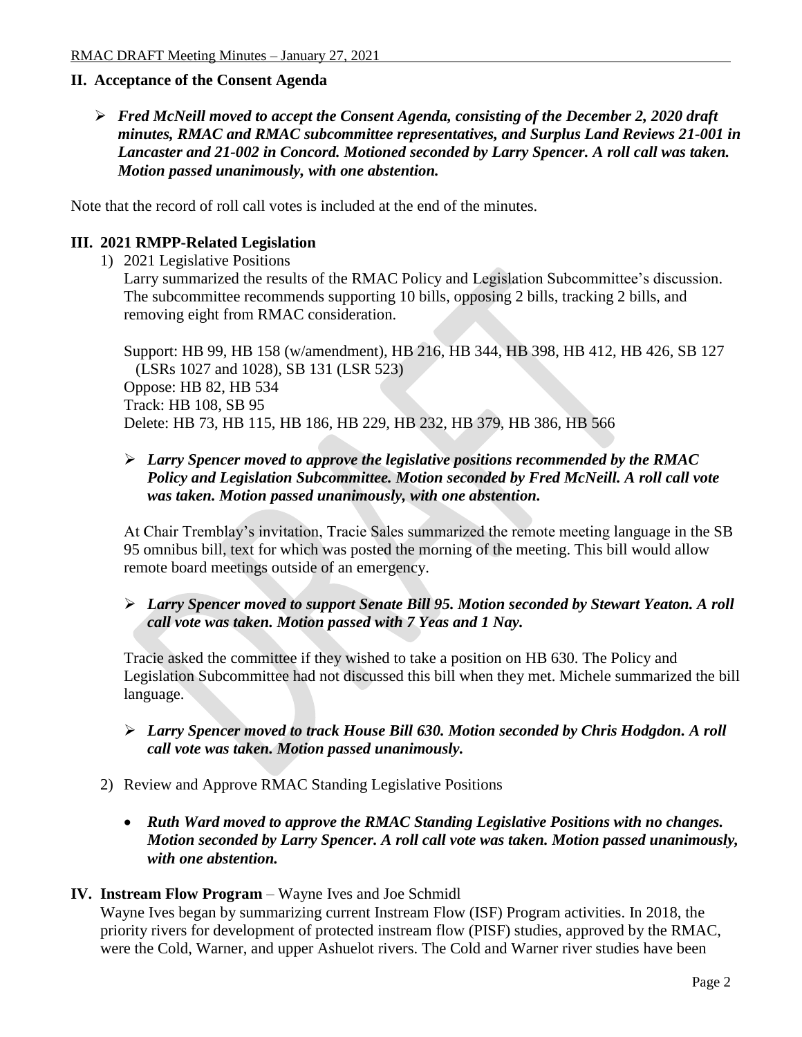## II. Acceptance of the Consent Agenda

- ***Fred McNeill moved to accept the Consent Agenda, consisting of the December 2, 2020 draft minutes, RMAC and RMAC subcommittee representatives, and Surplus Land Reviews 21-001 in Lancaster and 21-002 in Concord. Motioned seconded by Larry Spencer. A roll call was taken. Motion passed unanimously, with one abstention.***

Note that the record of roll call votes is included at the end of the minutes.

## III. 2021 RMPP-Related Legislation

1) 2021 Legislative Positions

   Larry summarized the results of the RMAC Policy and Legislation Subcommittee's discussion. The subcommittee recommends supporting 10 bills, opposing 2 bills, tracking 2 bills, and removing eight from RMAC consideration.

   Support: HB 99, HB 158 (w/amendment), HB 216, HB 344, HB 398, HB 412, HB 426, SB 127 (LSRs 1027 and 1028), SB 131 (LSR 523)
   Oppose: HB 82, HB 534
   Track: HB 108, SB 95
   Delete: HB 73, HB 115, HB 186, HB 229, HB 232, HB 379, HB 386, HB 566

   - ***Larry Spencer moved to approve the legislative positions recommended by the RMAC Policy and Legislation Subcommittee. Motion seconded by Fred McNeill. A roll call vote was taken. Motion passed unanimously, with one abstention.***

   At Chair Tremblay's invitation, Tracie Sales summarized the remote meeting language in the SB 95 omnibus bill, text for which was posted the morning of the meeting. This bill would allow remote board meetings outside of an emergency.

   - ***Larry Spencer moved to support Senate Bill 95. Motion seconded by Stewart Yeaton. A roll call vote was taken. Motion passed with 7 Yeas and 1 Nay.***

   Tracie asked the committee if they wished to take a position on HB 630. The Policy and Legislation Subcommittee had not discussed this bill when they met. Michele summarized the bill language.

   - ***Larry Spencer moved to track House Bill 630. Motion seconded by Chris Hodgdon. A roll call vote was taken. Motion passed unanimously.***

2) Review and Approve RMAC Standing Legislative Positions

   - ***Ruth Ward moved to approve the RMAC Standing Legislative Positions with no changes. Motion seconded by Larry Spencer. A roll call vote was taken. Motion passed unanimously, with one abstention.***

## IV. Instream Flow Program – Wayne Ives and Joe Schmidl

Wayne Ives began by summarizing current Instream Flow (ISF) Program activities. In 2018, the priority rivers for development of protected instream flow (PISF) studies, approved by the RMAC, were the Cold, Warner, and upper Ashuelot rivers. The Cold and Warner river studies have been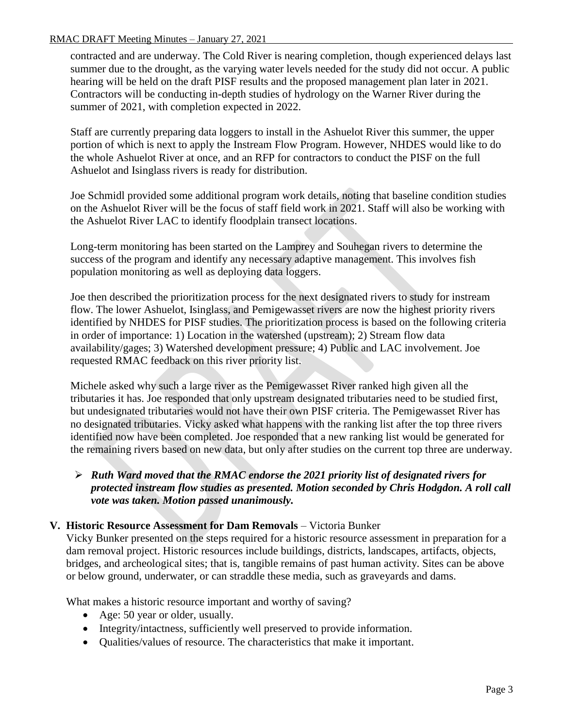contracted and are underway. The Cold River is nearing completion, though experienced delays last summer due to the drought, as the varying water levels needed for the study did not occur. A public hearing will be held on the draft PISF results and the proposed management plan later in 2021. Contractors will be conducting in-depth studies of hydrology on the Warner River during the summer of 2021, with completion expected in 2022.

Staff are currently preparing data loggers to install in the Ashuelot River this summer, the upper portion of which is next to apply the Instream Flow Program. However, NHDES would like to do the whole Ashuelot River at once, and an RFP for contractors to conduct the PISF on the full Ashuelot and Isinglass rivers is ready for distribution.

Joe Schmidl provided some additional program work details, noting that baseline condition studies on the Ashuelot River will be the focus of staff field work in 2021. Staff will also be working with the Ashuelot River LAC to identify floodplain transect locations.

Long-term monitoring has been started on the Lamprey and Souhegan rivers to determine the success of the program and identify any necessary adaptive management. This involves fish population monitoring as well as deploying data loggers.

Joe then described the prioritization process for the next designated rivers to study for instream flow. The lower Ashuelot, Isinglass, and Pemigewasset rivers are now the highest priority rivers identified by NHDES for PISF studies. The prioritization process is based on the following criteria in order of importance: 1) Location in the watershed (upstream); 2) Stream flow data availability/gages; 3) Watershed development pressure; 4) Public and LAC involvement. Joe requested RMAC feedback on this river priority list.

Michele asked why such a large river as the Pemigewasset River ranked high given all the tributaries it has. Joe responded that only upstream designated tributaries need to be studied first, but undesignated tributaries would not have their own PISF criteria. The Pemigewasset River has no designated tributaries. Vicky asked what happens with the ranking list after the top three rivers identified now have been completed. Joe responded that a new ranking list would be generated for the remaining rivers based on new data, but only after studies on the current top three are underway.

- ***Ruth Ward moved that the RMAC endorse the 2021 priority list of designated rivers for protected instream flow studies as presented. Motion seconded by Chris Hodgdon. A roll call vote was taken. Motion passed unanimously.***

## V. Historic Resource Assessment for Dam Removals – Victoria Bunker

Vicky Bunker presented on the steps required for a historic resource assessment in preparation for a dam removal project. Historic resources include buildings, districts, landscapes, artifacts, objects, bridges, and archeological sites; that is, tangible remains of past human activity. Sites can be above or below ground, underwater, or can straddle these media, such as graveyards and dams.

What makes a historic resource important and worthy of saving?

- Age: 50 year or older, usually.
- Integrity/intactness, sufficiently well preserved to provide information.
- Qualities/values of resource. The characteristics that make it important.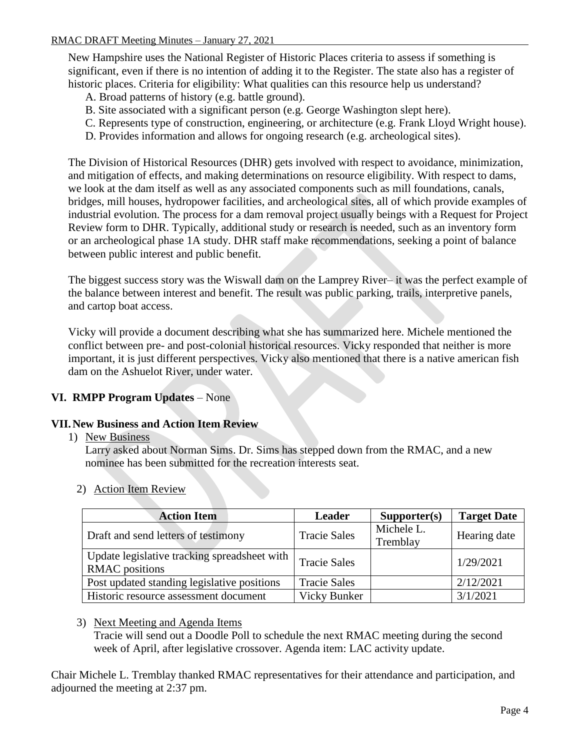New Hampshire uses the National Register of Historic Places criteria to assess if something is significant, even if there is no intention of adding it to the Register. The state also has a register of historic places. Criteria for eligibility: What qualities can this resource help us understand?

A. Broad patterns of history (e.g. battle ground).
B. Site associated with a significant person (e.g. George Washington slept here).
C. Represents type of construction, engineering, or architecture (e.g. Frank Lloyd Wright house).
D. Provides information and allows for ongoing research (e.g. archeological sites).

The Division of Historical Resources (DHR) gets involved with respect to avoidance, minimization, and mitigation of effects, and making determinations on resource eligibility. With respect to dams, we look at the dam itself as well as any associated components such as mill foundations, canals, bridges, mill houses, hydropower facilities, and archeological sites, all of which provide examples of industrial evolution. The process for a dam removal project usually beings with a Request for Project Review form to DHR. Typically, additional study or research is needed, such as an inventory form or an archeological phase 1A study. DHR staff make recommendations, seeking a point of balance between public interest and public benefit.

The biggest success story was the Wiswall dam on the Lamprey River– it was the perfect example of the balance between interest and benefit. The result was public parking, trails, interpretive panels, and cartop boat access.

Vicky will provide a document describing what she has summarized here. Michele mentioned the conflict between pre- and post-colonial historical resources. Vicky responded that neither is more important, it is just different perspectives. Vicky also mentioned that there is a native american fish dam on the Ashuelot River, under water.

## VI. RMPP Program Updates – None

## VII. New Business and Action Item Review

1) New Business

Larry asked about Norman Sims. Dr. Sims has stepped down from the RMAC, and a new nominee has been submitted for the recreation interests seat.

2) Action Item Review

| Action Item | Leader | Supporter(s) | Target Date |
|---|---|---|---|
| Draft and send letters of testimony | Tracie Sales | Michele L. Tremblay | Hearing date |
| Update legislative tracking spreadsheet with RMAC positions | Tracie Sales | | 1/29/2021 |
| Post updated standing legislative positions | Tracie Sales | | 2/12/2021 |
| Historic resource assessment document | Vicky Bunker | | 3/1/2021 |

3) Next Meeting and Agenda Items

Tracie will send out a Doodle Poll to schedule the next RMAC meeting during the second week of April, after legislative crossover. Agenda item: LAC activity update.

Chair Michele L. Tremblay thanked RMAC representatives for their attendance and participation, and adjourned the meeting at 2:37 pm.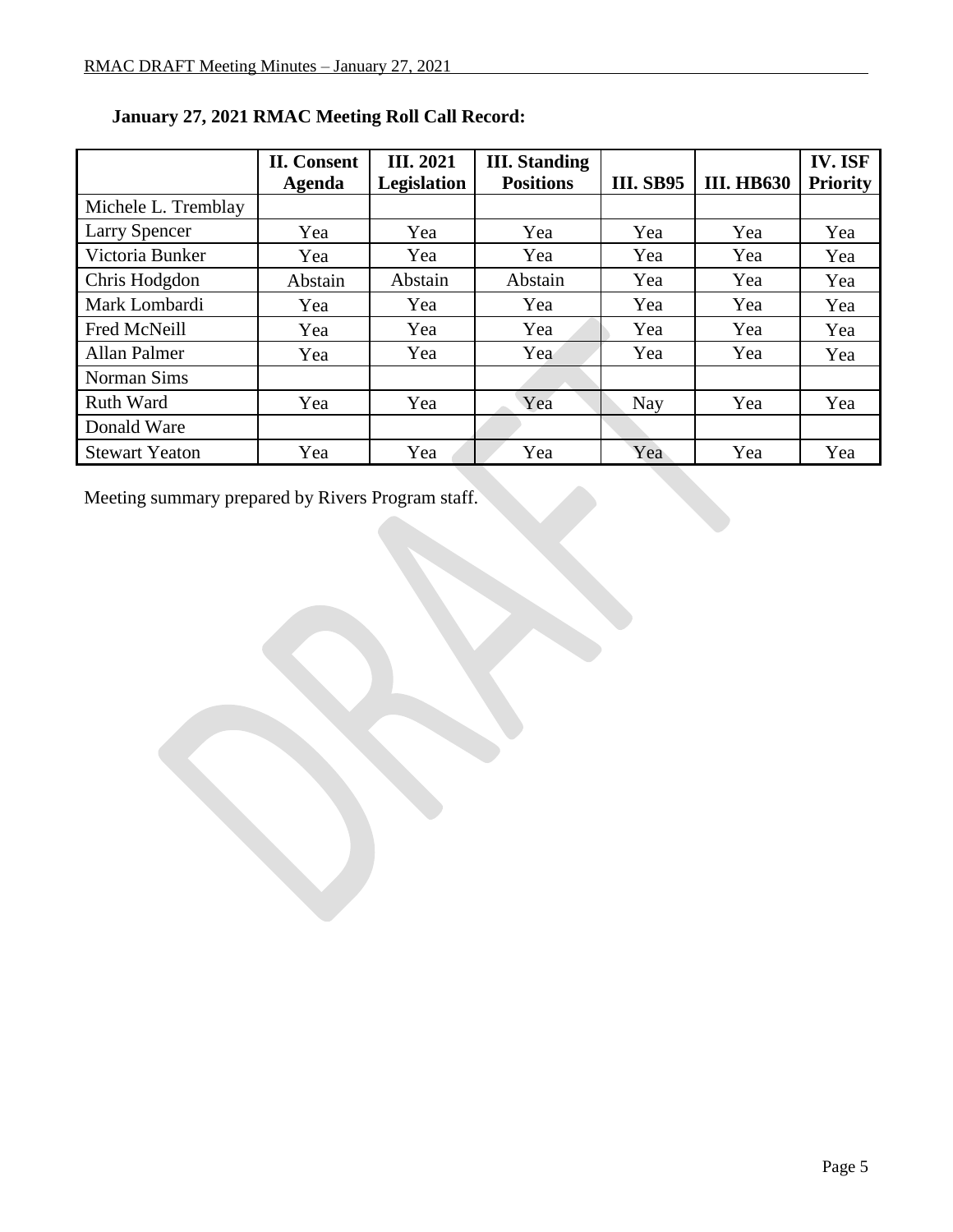**January 27, 2021 RMAC Meeting Roll Call Record:**

| | II. Consent Agenda | III. 2021 Legislation | III. Standing Positions | III. SB95 | III. HB630 | IV. ISF Priority |
|---|---|---|---|---|---|---|
| Michele L. Tremblay | | | | | | |
| Larry Spencer | Yea | Yea | Yea | Yea | Yea | Yea |
| Victoria Bunker | Yea | Yea | Yea | Yea | Yea | Yea |
| Chris Hodgdon | Abstain | Abstain | Abstain | Yea | Yea | Yea |
| Mark Lombardi | Yea | Yea | Yea | Yea | Yea | Yea |
| Fred McNeill | Yea | Yea | Yea | Yea | Yea | Yea |
| Allan Palmer | Yea | Yea | Yea | Yea | Yea | Yea |
| Norman Sims | | | | | | |
| Ruth Ward | Yea | Yea | Yea | Nay | Yea | Yea |
| Donald Ware | | | | | | |
| Stewart Yeaton | Yea | Yea | Yea | Yea | Yea | Yea |

Meeting summary prepared by Rivers Program staff.